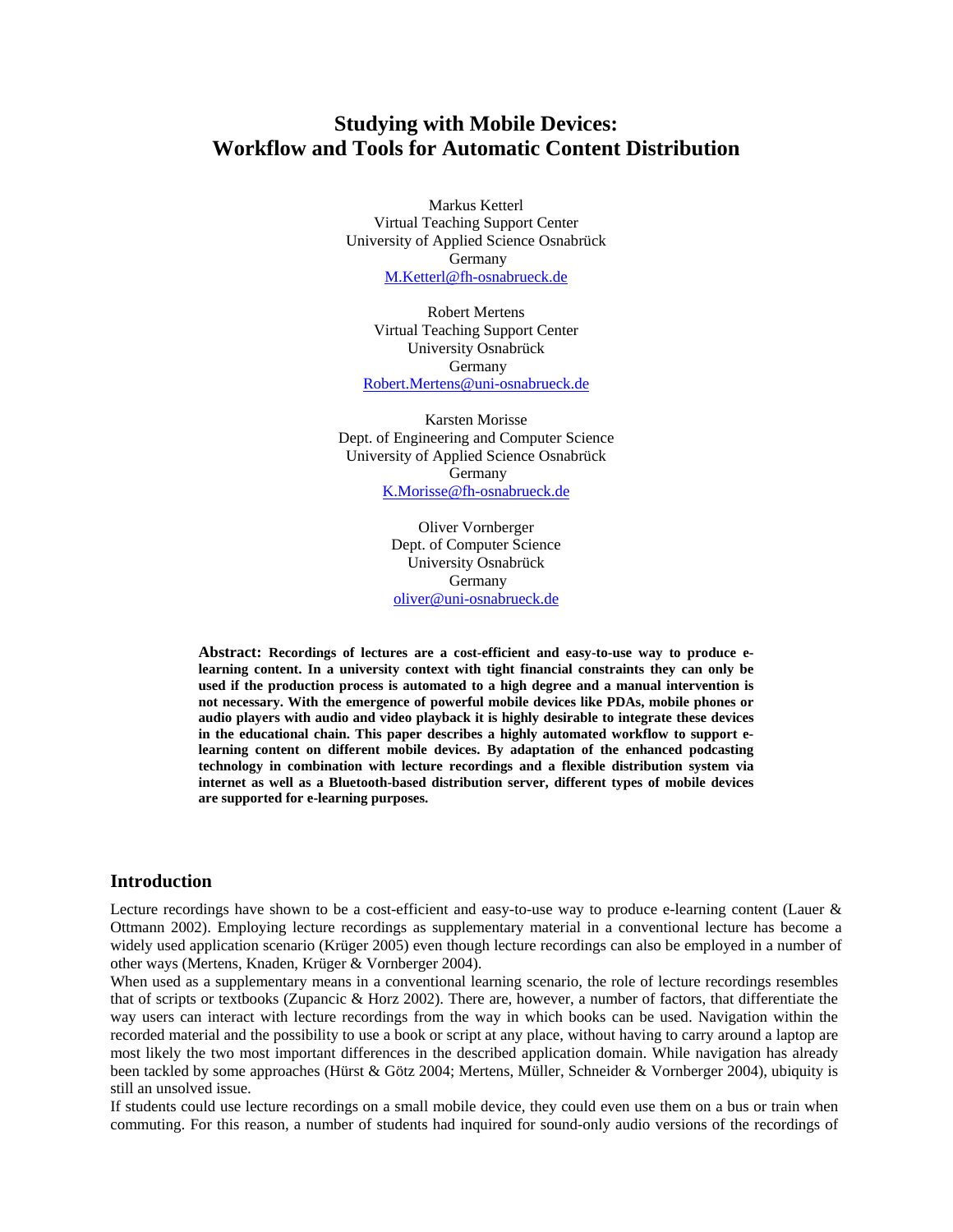# Studying with Mobile Devices: Workflow and Tools for Automatic Content Distribution

Markus Ketterl
Virtual Teaching Support Center
University of Applied Science Osnabrück
Germany
M.Ketterl@fh-osnabrueck.de

Robert Mertens
Virtual Teaching Support Center
University Osnabrück
Germany
Robert.Mertens@uni-osnabrueck.de

Karsten Morisse
Dept. of Engineering and Computer Science
University of Applied Science Osnabrück
Germany
K.Morisse@fh-osnabrueck.de

Oliver Vornberger
Dept. of Computer Science
University Osnabrück
Germany
oliver@uni-osnabrueck.de

**Abstract: Recordings of lectures are a cost-efficient and easy-to-use way to produce e-learning content. In a university context with tight financial constraints they can only be used if the production process is automated to a high degree and a manual intervention is not necessary. With the emergence of powerful mobile devices like PDAs, mobile phones or audio players with audio and video playback it is highly desirable to integrate these devices in the educational chain. This paper describes a highly automated workflow to support e-learning content on different mobile devices. By adaptation of the enhanced podcasting technology in combination with lecture recordings and a flexible distribution system via internet as well as a Bluetooth-based distribution server, different types of mobile devices are supported for e-learning purposes.**

## Introduction

Lecture recordings have shown to be a cost-efficient and easy-to-use way to produce e-learning content (Lauer & Ottmann 2002). Employing lecture recordings as supplementary material in a conventional lecture has become a widely used application scenario (Krüger 2005) even though lecture recordings can also be employed in a number of other ways (Mertens, Knaden, Krüger & Vornberger 2004).

When used as a supplementary means in a conventional learning scenario, the role of lecture recordings resembles that of scripts or textbooks (Zupancic & Horz 2002). There are, however, a number of factors, that differentiate the way users can interact with lecture recordings from the way in which books can be used. Navigation within the recorded material and the possibility to use a book or script at any place, without having to carry around a laptop are most likely the two most important differences in the described application domain. While navigation has already been tackled by some approaches (Hürst & Götz 2004; Mertens, Müller, Schneider & Vornberger 2004), ubiquity is still an unsolved issue.

If students could use lecture recordings on a small mobile device, they could even use them on a bus or train when commuting. For this reason, a number of students had inquired for sound-only audio versions of the recordings of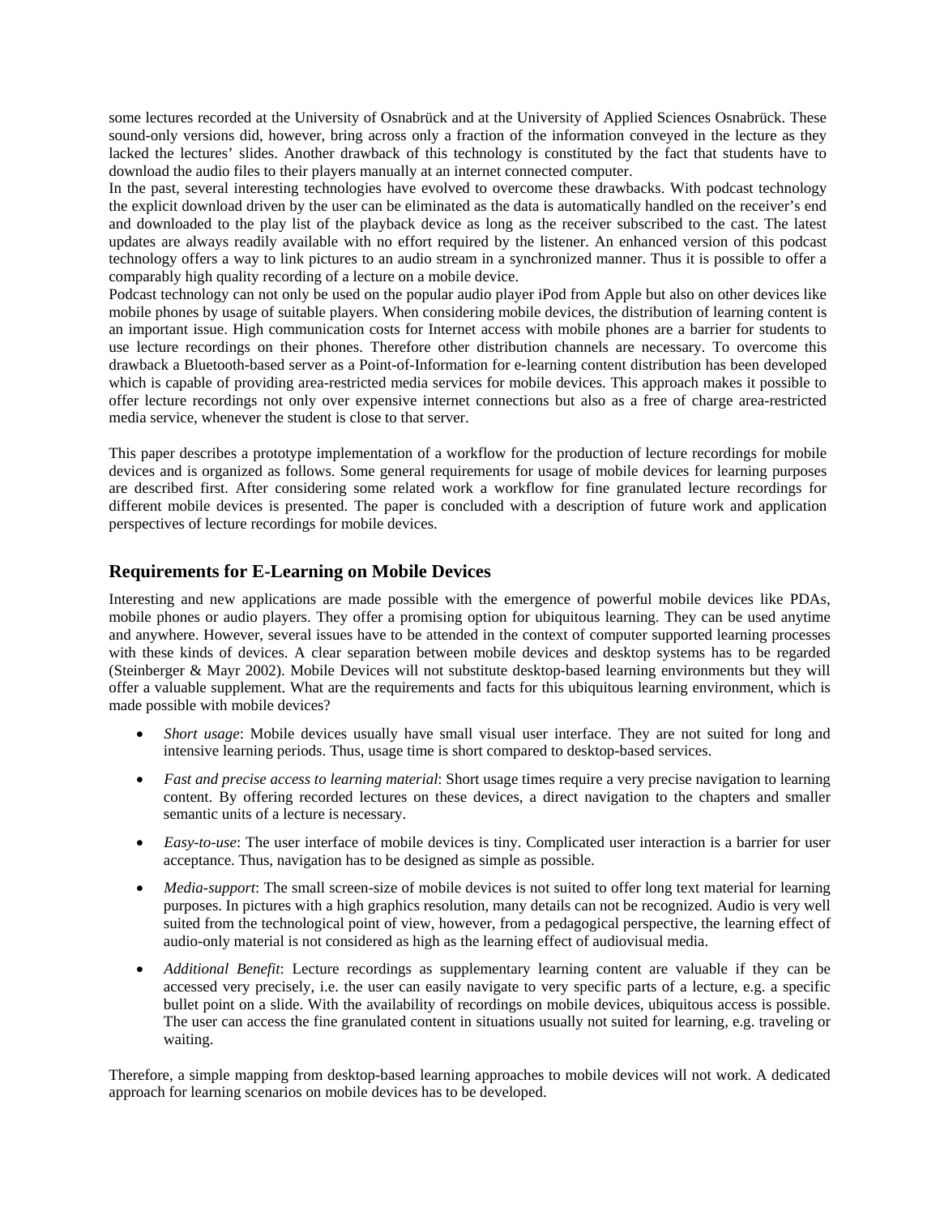some lectures recorded at the University of Osnabrück and at the University of Applied Sciences Osnabrück. These sound-only versions did, however, bring across only a fraction of the information conveyed in the lecture as they lacked the lectures' slides. Another drawback of this technology is constituted by the fact that students have to download the audio files to their players manually at an internet connected computer.

In the past, several interesting technologies have evolved to overcome these drawbacks. With podcast technology the explicit download driven by the user can be eliminated as the data is automatically handled on the receiver's end and downloaded to the play list of the playback device as long as the receiver subscribed to the cast. The latest updates are always readily available with no effort required by the listener. An enhanced version of this podcast technology offers a way to link pictures to an audio stream in a synchronized manner. Thus it is possible to offer a comparably high quality recording of a lecture on a mobile device.

Podcast technology can not only be used on the popular audio player iPod from Apple but also on other devices like mobile phones by usage of suitable players. When considering mobile devices, the distribution of learning content is an important issue. High communication costs for Internet access with mobile phones are a barrier for students to use lecture recordings on their phones. Therefore other distribution channels are necessary. To overcome this drawback a Bluetooth-based server as a Point-of-Information for e-learning content distribution has been developed which is capable of providing area-restricted media services for mobile devices. This approach makes it possible to offer lecture recordings not only over expensive internet connections but also as a free of charge area-restricted media service, whenever the student is close to that server.

This paper describes a prototype implementation of a workflow for the production of lecture recordings for mobile devices and is organized as follows. Some general requirements for usage of mobile devices for learning purposes are described first. After considering some related work a workflow for fine granulated lecture recordings for different mobile devices is presented. The paper is concluded with a description of future work and application perspectives of lecture recordings for mobile devices.

## Requirements for E-Learning on Mobile Devices

Interesting and new applications are made possible with the emergence of powerful mobile devices like PDAs, mobile phones or audio players. They offer a promising option for ubiquitous learning. They can be used anytime and anywhere. However, several issues have to be attended in the context of computer supported learning processes with these kinds of devices. A clear separation between mobile devices and desktop systems has to be regarded (Steinberger & Mayr 2002). Mobile Devices will not substitute desktop-based learning environments but they will offer a valuable supplement. What are the requirements and facts for this ubiquitous learning environment, which is made possible with mobile devices?

- *Short usage*: Mobile devices usually have small visual user interface. They are not suited for long and intensive learning periods. Thus, usage time is short compared to desktop-based services.
- *Fast and precise access to learning material*: Short usage times require a very precise navigation to learning content. By offering recorded lectures on these devices, a direct navigation to the chapters and smaller semantic units of a lecture is necessary.
- *Easy-to-use*: The user interface of mobile devices is tiny. Complicated user interaction is a barrier for user acceptance. Thus, navigation has to be designed as simple as possible.
- *Media-support*: The small screen-size of mobile devices is not suited to offer long text material for learning purposes. In pictures with a high graphics resolution, many details can not be recognized. Audio is very well suited from the technological point of view, however, from a pedagogical perspective, the learning effect of audio-only material is not considered as high as the learning effect of audiovisual media.
- *Additional Benefit*: Lecture recordings as supplementary learning content are valuable if they can be accessed very precisely, i.e. the user can easily navigate to very specific parts of a lecture, e.g. a specific bullet point on a slide. With the availability of recordings on mobile devices, ubiquitous access is possible. The user can access the fine granulated content in situations usually not suited for learning, e.g. traveling or waiting.

Therefore, a simple mapping from desktop-based learning approaches to mobile devices will not work. A dedicated approach for learning scenarios on mobile devices has to be developed.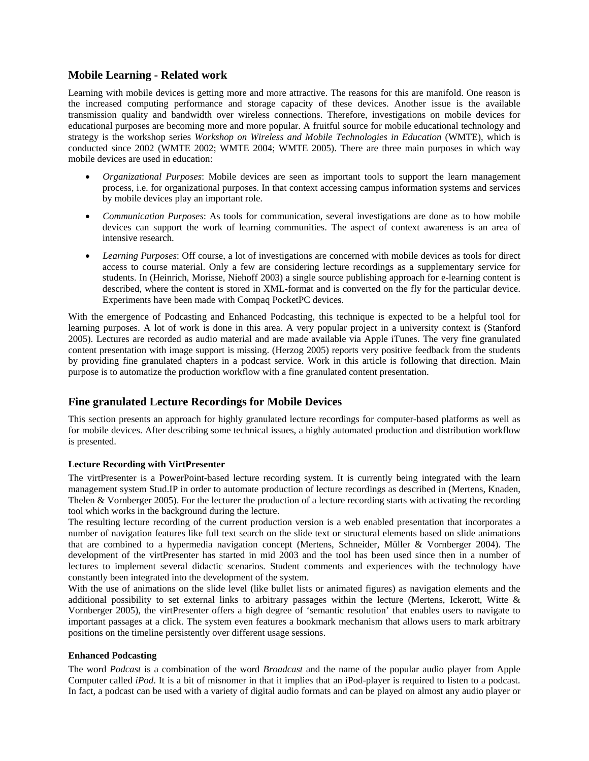## Mobile Learning - Related work

Learning with mobile devices is getting more and more attractive. The reasons for this are manifold. One reason is the increased computing performance and storage capacity of these devices. Another issue is the available transmission quality and bandwidth over wireless connections. Therefore, investigations on mobile devices for educational purposes are becoming more and more popular. A fruitful source for mobile educational technology and strategy is the workshop series *Workshop on Wireless and Mobile Technologies in Education* (WMTE), which is conducted since 2002 (WMTE 2002; WMTE 2004; WMTE 2005). There are three main purposes in which way mobile devices are used in education:

- *Organizational Purposes*: Mobile devices are seen as important tools to support the learn management process, i.e. for organizational purposes. In that context accessing campus information systems and services by mobile devices play an important role.
- *Communication Purposes*: As tools for communication, several investigations are done as to how mobile devices can support the work of learning communities. The aspect of context awareness is an area of intensive research.
- *Learning Purposes*: Off course, a lot of investigations are concerned with mobile devices as tools for direct access to course material. Only a few are considering lecture recordings as a supplementary service for students. In (Heinrich, Morisse, Niehoff 2003) a single source publishing approach for e-learning content is described, where the content is stored in XML-format and is converted on the fly for the particular device. Experiments have been made with Compaq PocketPC devices.

With the emergence of Podcasting and Enhanced Podcasting, this technique is expected to be a helpful tool for learning purposes. A lot of work is done in this area. A very popular project in a university context is (Stanford 2005). Lectures are recorded as audio material and are made available via Apple iTunes. The very fine granulated content presentation with image support is missing. (Herzog 2005) reports very positive feedback from the students by providing fine granulated chapters in a podcast service. Work in this article is following that direction. Main purpose is to automatize the production workflow with a fine granulated content presentation.

## Fine granulated Lecture Recordings for Mobile Devices

This section presents an approach for highly granulated lecture recordings for computer-based platforms as well as for mobile devices. After describing some technical issues, a highly automated production and distribution workflow is presented.

### Lecture Recording with VirtPresenter

The virtPresenter is a PowerPoint-based lecture recording system. It is currently being integrated with the learn management system Stud.IP in order to automate production of lecture recordings as described in (Mertens, Knaden, Thelen & Vornberger 2005). For the lecturer the production of a lecture recording starts with activating the recording tool which works in the background during the lecture.

The resulting lecture recording of the current production version is a web enabled presentation that incorporates a number of navigation features like full text search on the slide text or structural elements based on slide animations that are combined to a hypermedia navigation concept (Mertens, Schneider, Müller & Vornberger 2004). The development of the virtPresenter has started in mid 2003 and the tool has been used since then in a number of lectures to implement several didactic scenarios. Student comments and experiences with the technology have constantly been integrated into the development of the system.

With the use of animations on the slide level (like bullet lists or animated figures) as navigation elements and the additional possibility to set external links to arbitrary passages within the lecture (Mertens, Ickerott, Witte & Vornberger 2005), the virtPresenter offers a high degree of 'semantic resolution' that enables users to navigate to important passages at a click. The system even features a bookmark mechanism that allows users to mark arbitrary positions on the timeline persistently over different usage sessions.

### Enhanced Podcasting

The word *Podcast* is a combination of the word *Broadcast* and the name of the popular audio player from Apple Computer called *iPod*. It is a bit of misnomer in that it implies that an iPod-player is required to listen to a podcast. In fact, a podcast can be used with a variety of digital audio formats and can be played on almost any audio player or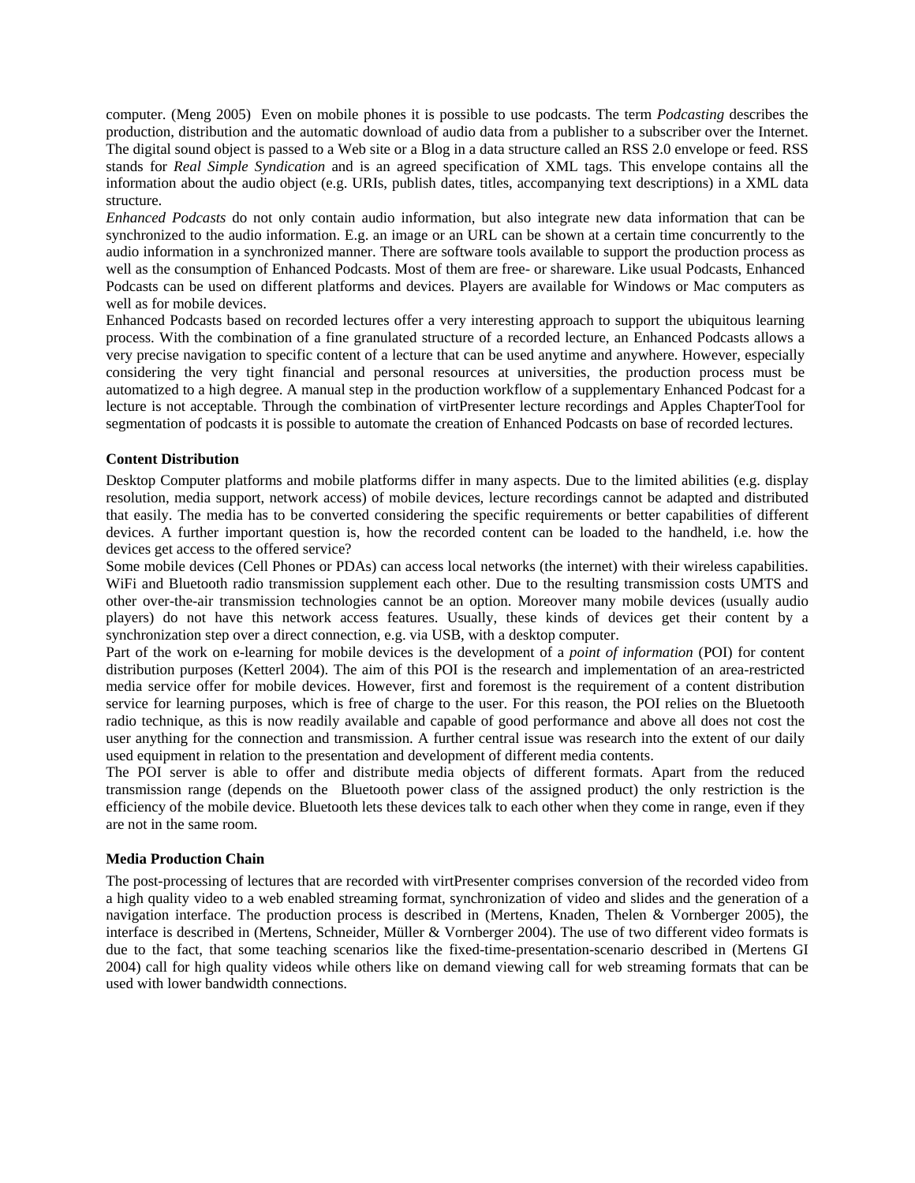computer. (Meng 2005) Even on mobile phones it is possible to use podcasts. The term *Podcasting* describes the production, distribution and the automatic download of audio data from a publisher to a subscriber over the Internet. The digital sound object is passed to a Web site or a Blog in a data structure called an RSS 2.0 envelope or feed. RSS stands for *Real Simple Syndication* and is an agreed specification of XML tags. This envelope contains all the information about the audio object (e.g. URIs, publish dates, titles, accompanying text descriptions) in a XML data structure.

*Enhanced Podcasts* do not only contain audio information, but also integrate new data information that can be synchronized to the audio information. E.g. an image or an URL can be shown at a certain time concurrently to the audio information in a synchronized manner. There are software tools available to support the production process as well as the consumption of Enhanced Podcasts. Most of them are free- or shareware. Like usual Podcasts, Enhanced Podcasts can be used on different platforms and devices. Players are available for Windows or Mac computers as well as for mobile devices.

Enhanced Podcasts based on recorded lectures offer a very interesting approach to support the ubiquitous learning process. With the combination of a fine granulated structure of a recorded lecture, an Enhanced Podcasts allows a very precise navigation to specific content of a lecture that can be used anytime and anywhere. However, especially considering the very tight financial and personal resources at universities, the production process must be automatized to a high degree. A manual step in the production workflow of a supplementary Enhanced Podcast for a lecture is not acceptable. Through the combination of virtPresenter lecture recordings and Apples ChapterTool for segmentation of podcasts it is possible to automate the creation of Enhanced Podcasts on base of recorded lectures.

**Content Distribution**

Desktop Computer platforms and mobile platforms differ in many aspects. Due to the limited abilities (e.g. display resolution, media support, network access) of mobile devices, lecture recordings cannot be adapted and distributed that easily. The media has to be converted considering the specific requirements or better capabilities of different devices. A further important question is, how the recorded content can be loaded to the handheld, i.e. how the devices get access to the offered service?

Some mobile devices (Cell Phones or PDAs) can access local networks (the internet) with their wireless capabilities. WiFi and Bluetooth radio transmission supplement each other. Due to the resulting transmission costs UMTS and other over-the-air transmission technologies cannot be an option. Moreover many mobile devices (usually audio players) do not have this network access features. Usually, these kinds of devices get their content by a synchronization step over a direct connection, e.g. via USB, with a desktop computer.

Part of the work on e-learning for mobile devices is the development of a *point of information* (POI) for content distribution purposes (Ketterl 2004). The aim of this POI is the research and implementation of an area-restricted media service offer for mobile devices. However, first and foremost is the requirement of a content distribution service for learning purposes, which is free of charge to the user. For this reason, the POI relies on the Bluetooth radio technique, as this is now readily available and capable of good performance and above all does not cost the user anything for the connection and transmission. A further central issue was research into the extent of our daily used equipment in relation to the presentation and development of different media contents.

The POI server is able to offer and distribute media objects of different formats. Apart from the reduced transmission range (depends on the Bluetooth power class of the assigned product) the only restriction is the efficiency of the mobile device. Bluetooth lets these devices talk to each other when they come in range, even if they are not in the same room.

**Media Production Chain**

The post-processing of lectures that are recorded with virtPresenter comprises conversion of the recorded video from a high quality video to a web enabled streaming format, synchronization of video and slides and the generation of a navigation interface. The production process is described in (Mertens, Knaden, Thelen & Vornberger 2005), the interface is described in (Mertens, Schneider, Müller & Vornberger 2004). The use of two different video formats is due to the fact, that some teaching scenarios like the fixed-time-presentation-scenario described in (Mertens GI 2004) call for high quality videos while others like on demand viewing call for web streaming formats that can be used with lower bandwidth connections.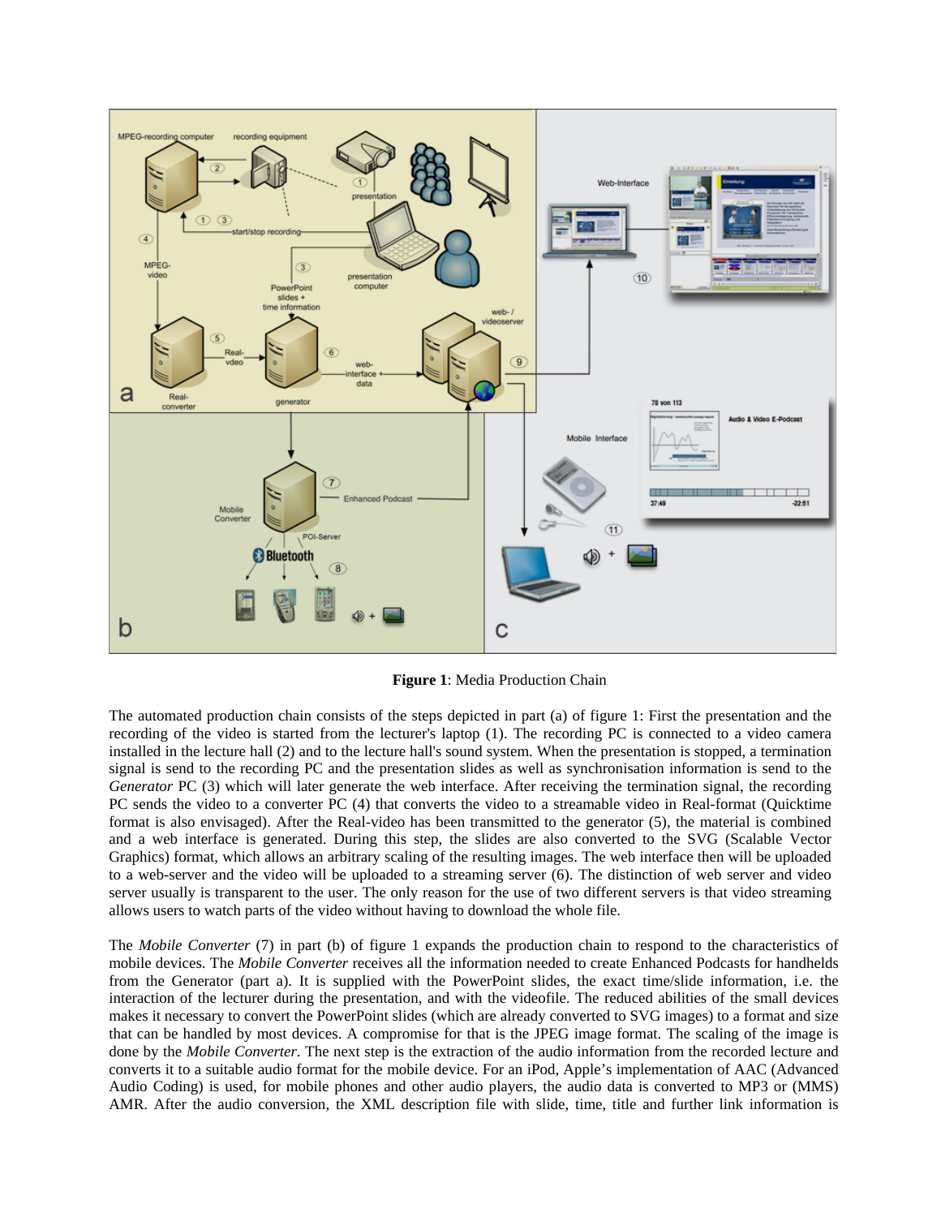**Figure 1**: Media Production Chain

The automated production chain consists of the steps depicted in part (a) of figure 1: First the presentation and the recording of the video is started from the lecturer's laptop (1). The recording PC is connected to a video camera installed in the lecture hall (2) and to the lecture hall's sound system. When the presentation is stopped, a termination signal is send to the recording PC and the presentation slides as well as synchronisation information is send to the *Generator* PC (3) which will later generate the web interface. After receiving the termination signal, the recording PC sends the video to a converter PC (4) that converts the video to a streamable video in Real-format (Quicktime format is also envisaged). After the Real-video has been transmitted to the generator (5), the material is combined and a web interface is generated. During this step, the slides are also converted to the SVG (Scalable Vector Graphics) format, which allows an arbitrary scaling of the resulting images. The web interface then will be uploaded to a web-server and the video will be uploaded to a streaming server (6). The distinction of web server and video server usually is transparent to the user. The only reason for the use of two different servers is that video streaming allows users to watch parts of the video without having to download the whole file.

The *Mobile Converter* (7) in part (b) of figure 1 expands the production chain to respond to the characteristics of mobile devices. The *Mobile Converter* receives all the information needed to create Enhanced Podcasts for handhelds from the Generator (part a). It is supplied with the PowerPoint slides, the exact time/slide information, i.e. the interaction of the lecturer during the presentation, and with the videofile. The reduced abilities of the small devices makes it necessary to convert the PowerPoint slides (which are already converted to SVG images) to a format and size that can be handled by most devices. A compromise for that is the JPEG image format. The scaling of the image is done by the *Mobile Converter*. The next step is the extraction of the audio information from the recorded lecture and converts it to a suitable audio format for the mobile device. For an iPod, Apple's implementation of AAC (Advanced Audio Coding) is used, for mobile phones and other audio players, the audio data is converted to MP3 or (MMS) AMR. After the audio conversion, the XML description file with slide, time, title and further link information is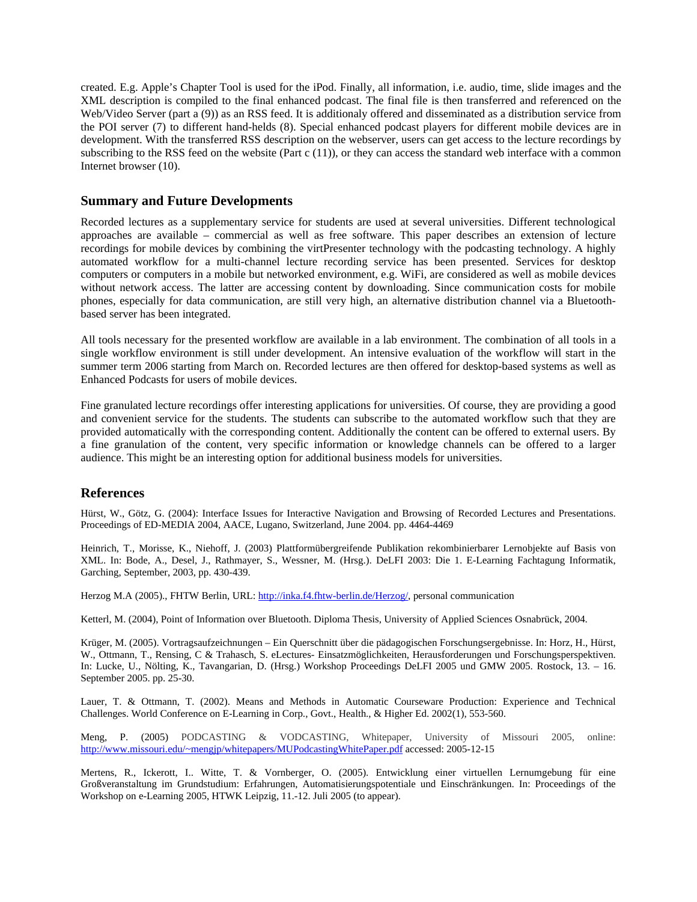created. E.g. Apple's Chapter Tool is used for the iPod. Finally, all information, i.e. audio, time, slide images and the XML description is compiled to the final enhanced podcast. The final file is then transferred and referenced on the Web/Video Server (part a (9)) as an RSS feed. It is additionaly offered and disseminated as a distribution service from the POI server (7) to different hand-helds (8). Special enhanced podcast players for different mobile devices are in development. With the transferred RSS description on the webserver, users can get access to the lecture recordings by subscribing to the RSS feed on the website (Part c (11)), or they can access the standard web interface with a common Internet browser (10).

## Summary and Future Developments

Recorded lectures as a supplementary service for students are used at several universities. Different technological approaches are available – commercial as well as free software. This paper describes an extension of lecture recordings for mobile devices by combining the virtPresenter technology with the podcasting technology. A highly automated workflow for a multi-channel lecture recording service has been presented. Services for desktop computers or computers in a mobile but networked environment, e.g. WiFi, are considered as well as mobile devices without network access. The latter are accessing content by downloading. Since communication costs for mobile phones, especially for data communication, are still very high, an alternative distribution channel via a Bluetooth-based server has been integrated.

All tools necessary for the presented workflow are available in a lab environment. The combination of all tools in a single workflow environment is still under development. An intensive evaluation of the workflow will start in the summer term 2006 starting from March on. Recorded lectures are then offered for desktop-based systems as well as Enhanced Podcasts for users of mobile devices.

Fine granulated lecture recordings offer interesting applications for universities. Of course, they are providing a good and convenient service for the students. The students can subscribe to the automated workflow such that they are provided automatically with the corresponding content. Additionally the content can be offered to external users. By a fine granulation of the content, very specific information or knowledge channels can be offered to a larger audience. This might be an interesting option for additional business models for universities.

## References

Hürst, W., Götz, G. (2004): Interface Issues for Interactive Navigation and Browsing of Recorded Lectures and Presentations. Proceedings of ED-MEDIA 2004, AACE, Lugano, Switzerland, June 2004. pp. 4464-4469

Heinrich, T., Morisse, K., Niehoff, J. (2003) Plattformübergreifende Publikation rekombinierbarer Lernobjekte auf Basis von XML. In: Bode, A., Desel, J., Rathmayer, S., Wessner, M. (Hrsg.). DeLFI 2003: Die 1. E-Learning Fachtagung Informatik, Garching, September, 2003, pp. 430-439.

Herzog M.A (2005)., FHTW Berlin, URL: http://inka.f4.fhtw-berlin.de/Herzog/, personal communication

Ketterl, M. (2004), Point of Information over Bluetooth. Diploma Thesis, University of Applied Sciences Osnabrück, 2004.

Krüger, M. (2005). Vortragsaufzeichnungen – Ein Querschnitt über die pädagogischen Forschungsergebnisse. In: Horz, H., Hürst, W., Ottmann, T., Rensing, C & Trahasch, S. eLectures- Einsatzmöglichkeiten, Herausforderungen und Forschungsperspektiven. In: Lucke, U., Nölting, K., Tavangarian, D. (Hrsg.) Workshop Proceedings DeLFI 2005 und GMW 2005. Rostock, 13. – 16. September 2005. pp. 25-30.

Lauer, T. & Ottmann, T. (2002). Means and Methods in Automatic Courseware Production: Experience and Technical Challenges. World Conference on E-Learning in Corp., Govt., Health., & Higher Ed. 2002(1), 553-560.

Meng, P. (2005) PODCASTING & VODCASTING, Whitepaper, University of Missouri 2005, online: http://www.missouri.edu/~mengjp/whitepapers/MUPodcastingWhitePaper.pdf accessed: 2005-12-15

Mertens, R., Ickerott, I.. Witte, T. & Vornberger, O. (2005). Entwicklung einer virtuellen Lernumgebung für eine Großveranstaltung im Grundstudium: Erfahrungen, Automatisierungspotentiale und Einschränkungen. In: Proceedings of the Workshop on e-Learning 2005, HTWK Leipzig, 11.-12. Juli 2005 (to appear).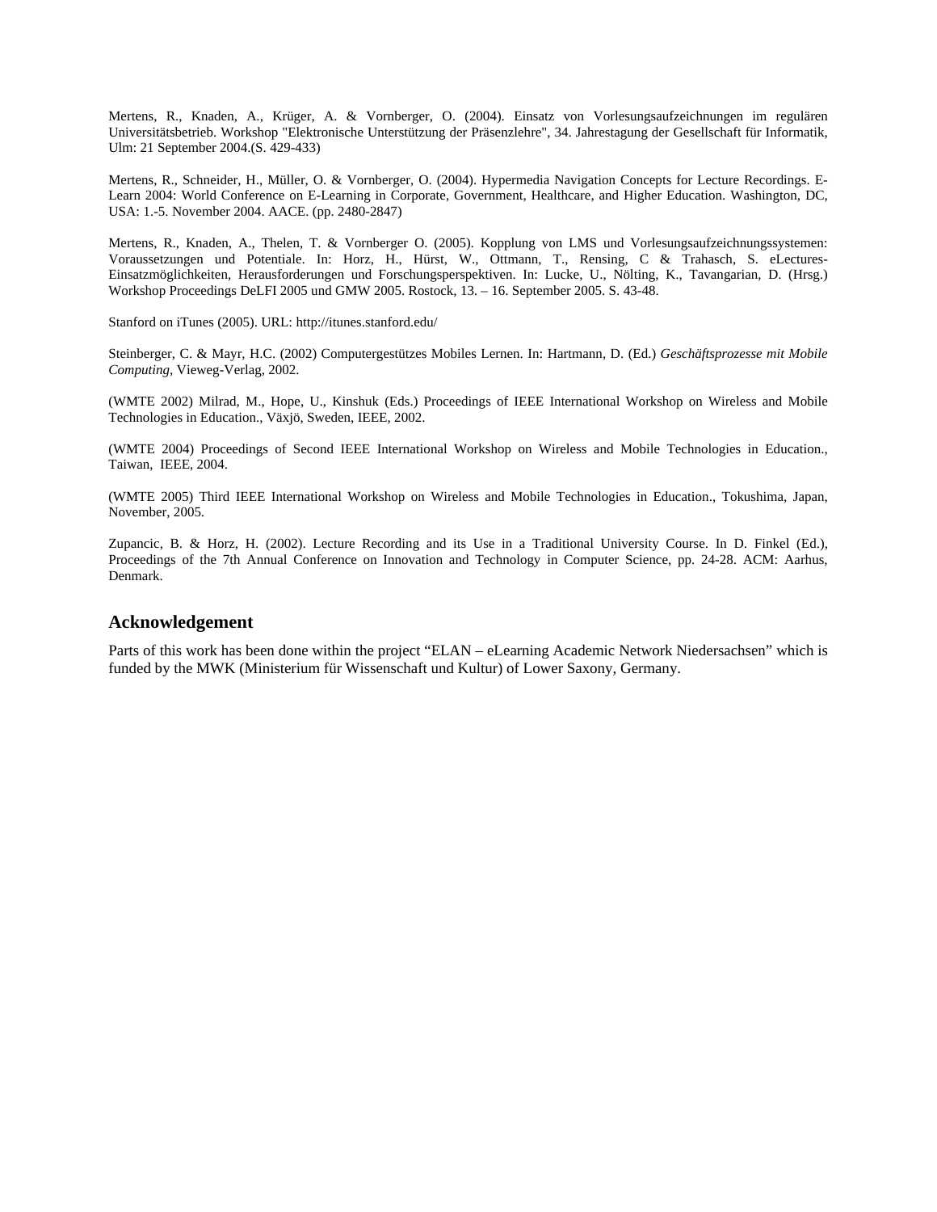Mertens, R., Knaden, A., Krüger, A. & Vornberger, O. (2004). Einsatz von Vorlesungsaufzeichnungen im regulären Universitätsbetrieb. Workshop "Elektronische Unterstützung der Präsenzlehre", 34. Jahrestagung der Gesellschaft für Informatik, Ulm: 21 September 2004.(S. 429-433)

Mertens, R., Schneider, H., Müller, O. & Vornberger, O. (2004). Hypermedia Navigation Concepts for Lecture Recordings. E-Learn 2004: World Conference on E-Learning in Corporate, Government, Healthcare, and Higher Education. Washington, DC, USA: 1.-5. November 2004. AACE. (pp. 2480-2847)

Mertens, R., Knaden, A., Thelen, T. & Vornberger O. (2005). Kopplung von LMS und Vorlesungsaufzeichnungssystemen: Voraussetzungen und Potentiale. In: Horz, H., Hürst, W., Ottmann, T., Rensing, C & Trahasch, S. eLectures-Einsatzmöglichkeiten, Herausforderungen und Forschungsperspektiven. In: Lucke, U., Nölting, K., Tavangarian, D. (Hrsg.) Workshop Proceedings DeLFI 2005 und GMW 2005. Rostock, 13. – 16. September 2005. S. 43-48.

Stanford on iTunes (2005). URL: http://itunes.stanford.edu/

Steinberger, C. & Mayr, H.C. (2002) Computergestützes Mobiles Lernen. In: Hartmann, D. (Ed.) *Geschäftsprozesse mit Mobile Computing*, Vieweg-Verlag, 2002.

(WMTE 2002) Milrad, M., Hope, U., Kinshuk (Eds.) Proceedings of IEEE International Workshop on Wireless and Mobile Technologies in Education., Växjö, Sweden, IEEE, 2002.

(WMTE 2004) Proceedings of Second IEEE International Workshop on Wireless and Mobile Technologies in Education., Taiwan, IEEE, 2004.

(WMTE 2005) Third IEEE International Workshop on Wireless and Mobile Technologies in Education., Tokushima, Japan, November, 2005.

Zupancic, B. & Horz, H. (2002). Lecture Recording and its Use in a Traditional University Course. In D. Finkel (Ed.), Proceedings of the 7th Annual Conference on Innovation and Technology in Computer Science, pp. 24-28. ACM: Aarhus, Denmark.

## Acknowledgement

Parts of this work has been done within the project "ELAN – eLearning Academic Network Niedersachsen" which is funded by the MWK (Ministerium für Wissenschaft und Kultur) of Lower Saxony, Germany.